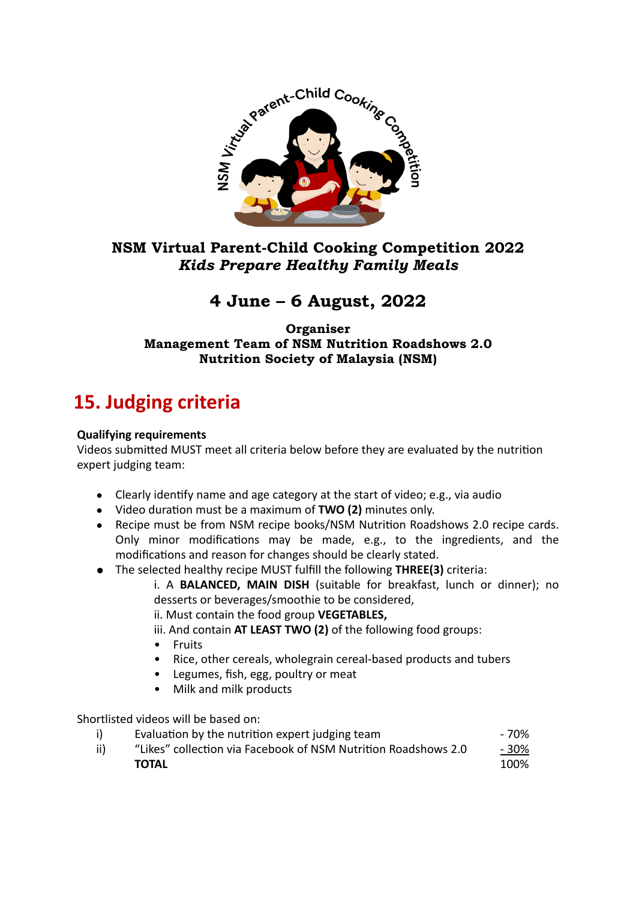**NSM Virtual Parent-Child Cooking Competition 2022**
***Kids Prepare Healthy Family Meals***

## 4 June – 6 August, 2022

**Organiser**
**Management Team of NSM Nutrition Roadshows 2.0**
**Nutrition Society of Malaysia (NSM)**

# 15. Judging criteria

**Qualifying requirements**
Videos submitted MUST meet all criteria below before they are evaluated by the nutrition expert judging team:

- Clearly identify name and age category at the start of video; e.g., via audio
- Video duration must be a maximum of **TWO (2)** minutes only.
- Recipe must be from NSM recipe books/NSM Nutrition Roadshows 2.0 recipe cards. Only minor modifications may be made, e.g., to the ingredients, and the modifications and reason for changes should be clearly stated.
- The selected healthy recipe MUST fulfill the following **THREE(3)** criteria:

  i. A **BALANCED, MAIN DISH** (suitable for breakfast, lunch or dinner); no desserts or beverages/smoothie to be considered,
  ii. Must contain the food group **VEGETABLES,**
  iii. And contain **AT LEAST TWO (2)** of the following food groups:
  - Fruits
  - Rice, other cereals, wholegrain cereal-based products and tubers
  - Legumes, fish, egg, poultry or meat
  - Milk and milk products

Shortlisted videos will be based on:

| | | |
|---|---|---|
| i) | Evaluation by the nutrition expert judging team | - 70% |
| ii) | "Likes" collection via Facebook of NSM Nutrition Roadshows 2.0 | - 30% |
| | **TOTAL** | 100% |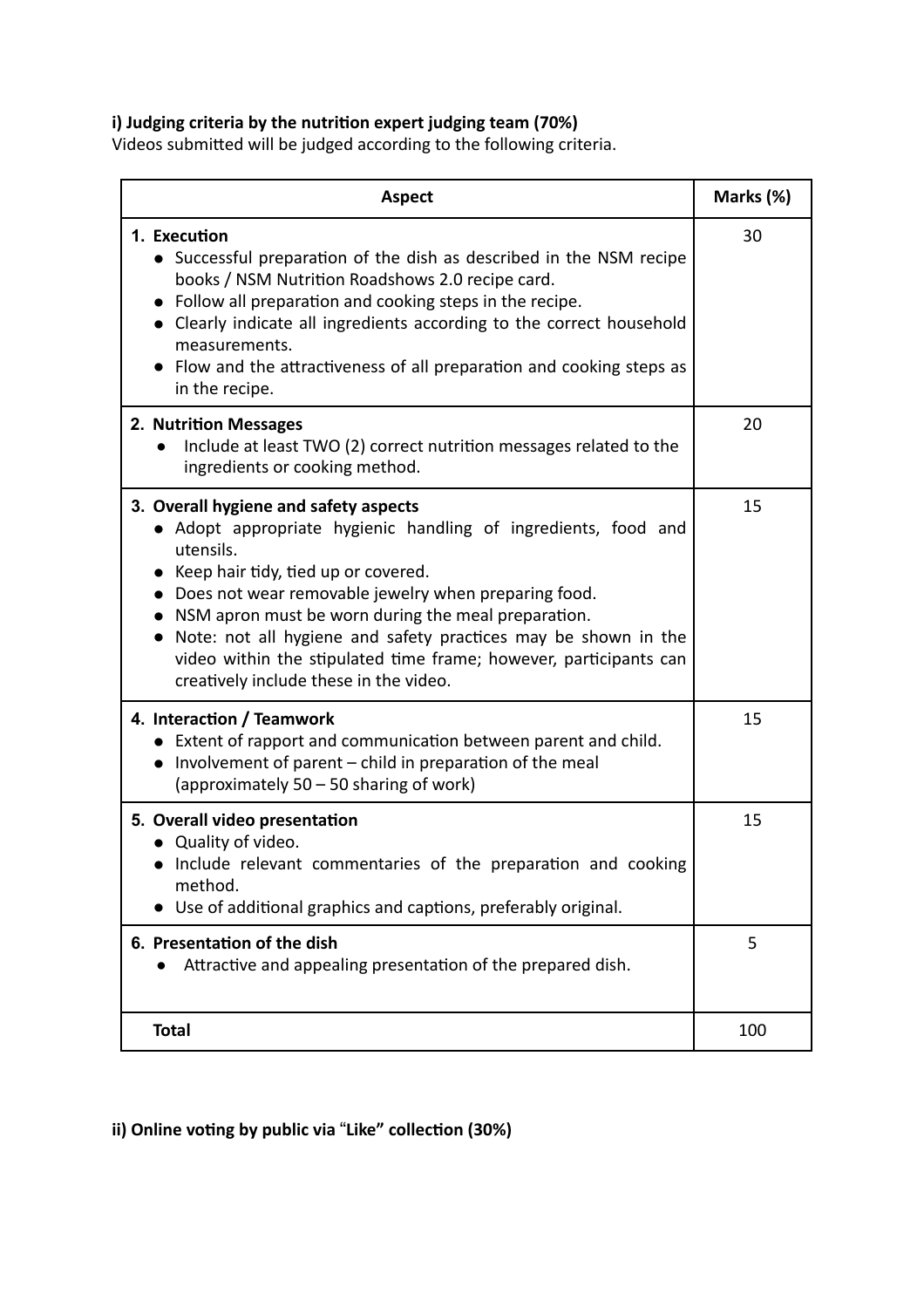**i) Judging criteria by the nutrition expert judging team (70%)**

Videos submitted will be judged according to the following criteria.

| Aspect | Marks (%) |
|---|---|
| **1. Execution**<br>● Successful preparation of the dish as described in the NSM recipe books / NSM Nutrition Roadshows 2.0 recipe card.<br>● Follow all preparation and cooking steps in the recipe.<br>● Clearly indicate all ingredients according to the correct household measurements.<br>● Flow and the attractiveness of all preparation and cooking steps as in the recipe. | 30 |
| **2. Nutrition Messages**<br>● Include at least TWO (2) correct nutrition messages related to the ingredients or cooking method. | 20 |
| **3. Overall hygiene and safety aspects**<br>● Adopt appropriate hygienic handling of ingredients, food and utensils.<br>● Keep hair tidy, tied up or covered.<br>● Does not wear removable jewelry when preparing food.<br>● NSM apron must be worn during the meal preparation.<br>● Note: not all hygiene and safety practices may be shown in the video within the stipulated time frame; however, participants can creatively include these in the video. | 15 |
| **4. Interaction / Teamwork**<br>● Extent of rapport and communication between parent and child.<br>● Involvement of parent – child in preparation of the meal (approximately 50 – 50 sharing of work) | 15 |
| **5. Overall video presentation**<br>● Quality of video.<br>● Include relevant commentaries of the preparation and cooking method.<br>● Use of additional graphics and captions, preferably original. | 15 |
| **6. Presentation of the dish**<br>● Attractive and appealing presentation of the prepared dish. | 5 |
| **Total** | 100 |

**ii) Online voting by public via "Like" collection (30%)**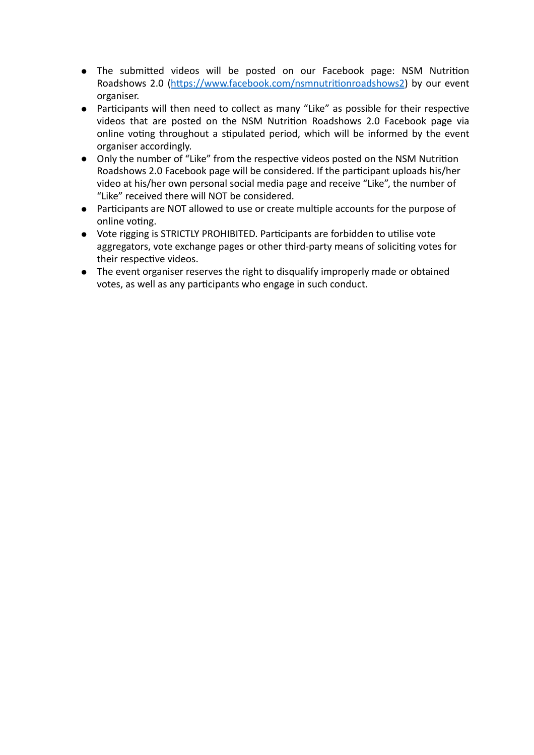- The submitted videos will be posted on our Facebook page: NSM Nutrition Roadshows 2.0 ([https://www.facebook.com/nsmnutritionroadshows2](https://www.facebook.com/nsmnutritionroadshows2)) by our event organiser.
- Participants will then need to collect as many "Like" as possible for their respective videos that are posted on the NSM Nutrition Roadshows 2.0 Facebook page via online voting throughout a stipulated period, which will be informed by the event organiser accordingly.
- Only the number of "Like" from the respective videos posted on the NSM Nutrition Roadshows 2.0 Facebook page will be considered. If the participant uploads his/her video at his/her own personal social media page and receive "Like", the number of "Like" received there will NOT be considered.
- Participants are NOT allowed to use or create multiple accounts for the purpose of online voting.
- Vote rigging is STRICTLY PROHIBITED. Participants are forbidden to utilise vote aggregators, vote exchange pages or other third-party means of soliciting votes for their respective videos.
- The event organiser reserves the right to disqualify improperly made or obtained votes, as well as any participants who engage in such conduct.